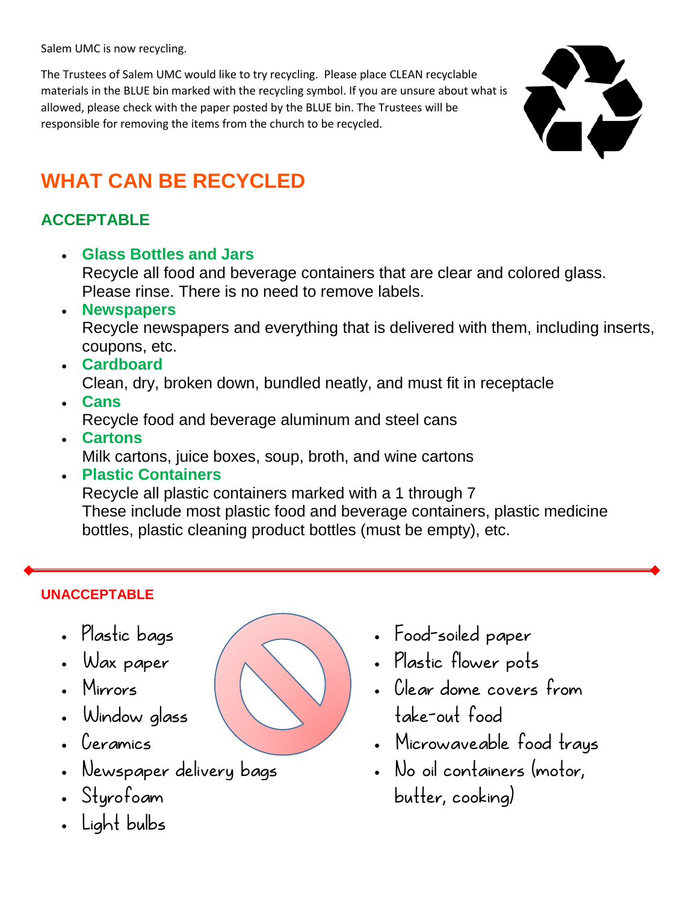Salem UMC is now recycling.

The Trustees of Salem UMC would like to try recycling. Please place CLEAN recyclable materials in the BLUE bin marked with the recycling symbol. If you are unsure about what is allowed, please check with the paper posted by the BLUE bin. The Trustees will be responsible for removing the items from the church to be recycled.

# WHAT CAN BE RECYCLED

## ACCEPTABLE

- **Glass Bottles and Jars**
  Recycle all food and beverage containers that are clear and colored glass. Please rinse. There is no need to remove labels.
- **Newspapers**
  Recycle newspapers and everything that is delivered with them, including inserts, coupons, etc.
- **Cardboard**
  Clean, dry, broken down, bundled neatly, and must fit in receptacle
- **Cans**
  Recycle food and beverage aluminum and steel cans
- **Cartons**
  Milk cartons, juice boxes, soup, broth, and wine cartons
- **Plastic Containers**
  Recycle all plastic containers marked with a 1 through 7
  These include most plastic food and beverage containers, plastic medicine bottles, plastic cleaning product bottles (must be empty), etc.

---

## UNACCEPTABLE

- Plastic bags
- Wax paper
- Mirrors
- Window glass
- Ceramics
- Newspaper delivery bags
- Styrofoam
- Light bulbs
- Food-soiled paper
- Plastic flower pots
- Clear dome covers from take-out food
- Microwaveable food trays
- No oil containers (motor, butter, cooking)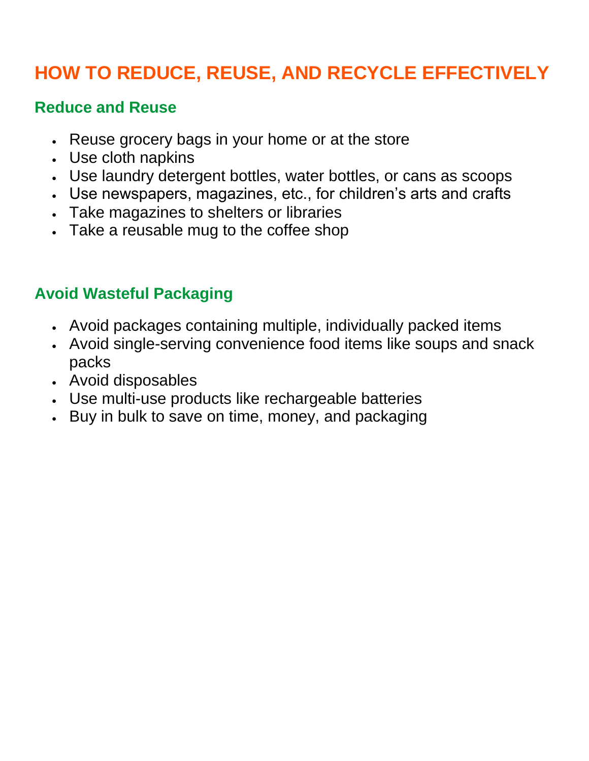# HOW TO REDUCE, REUSE, AND RECYCLE EFFECTIVELY

## Reduce and Reuse

- Reuse grocery bags in your home or at the store
- Use cloth napkins
- Use laundry detergent bottles, water bottles, or cans as scoops
- Use newspapers, magazines, etc., for children's arts and crafts
- Take magazines to shelters or libraries
- Take a reusable mug to the coffee shop

## Avoid Wasteful Packaging

- Avoid packages containing multiple, individually packed items
- Avoid single-serving convenience food items like soups and snack packs
- Avoid disposables
- Use multi-use products like rechargeable batteries
- Buy in bulk to save on time, money, and packaging